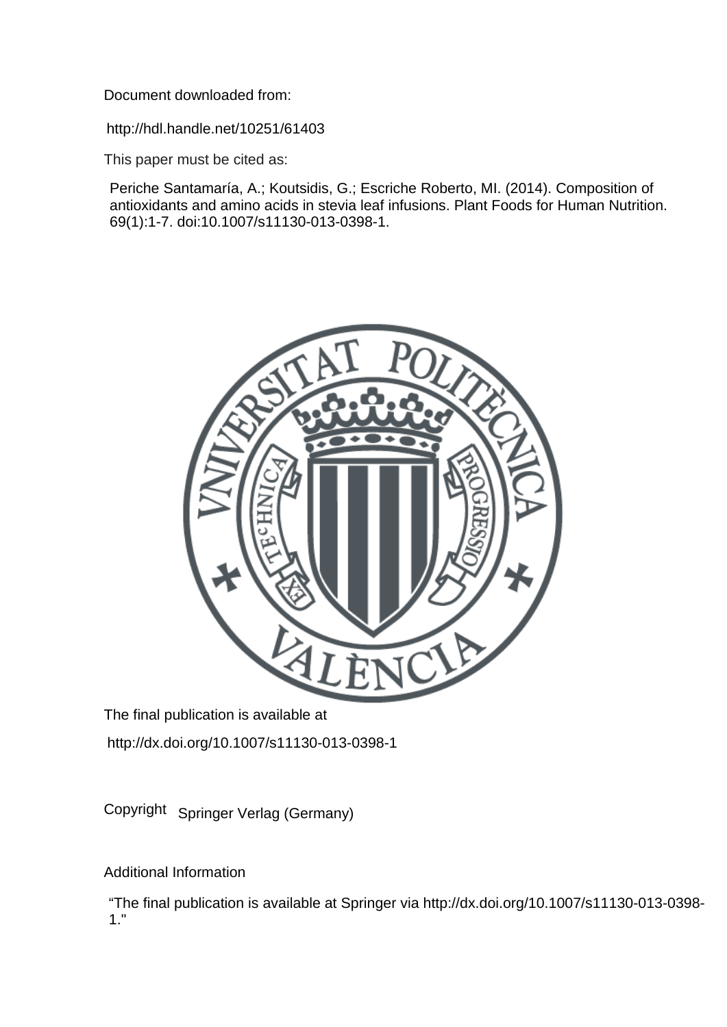Document downloaded from:

http://hdl.handle.net/10251/61403

This paper must be cited as:

Periche Santamaría, A.; Koutsidis, G.; Escriche Roberto, MI. (2014). Composition of antioxidants and amino acids in stevia leaf infusions. Plant Foods for Human Nutrition. 69(1):1-7. doi:10.1007/s11130-013-0398-1.

The final publication is available at

http://dx.doi.org/10.1007/s11130-013-0398-1

Copyright Springer Verlag (Germany)

Additional Information

"The final publication is available at Springer via http://dx.doi.org/10.1007/s11130-013-0398-1."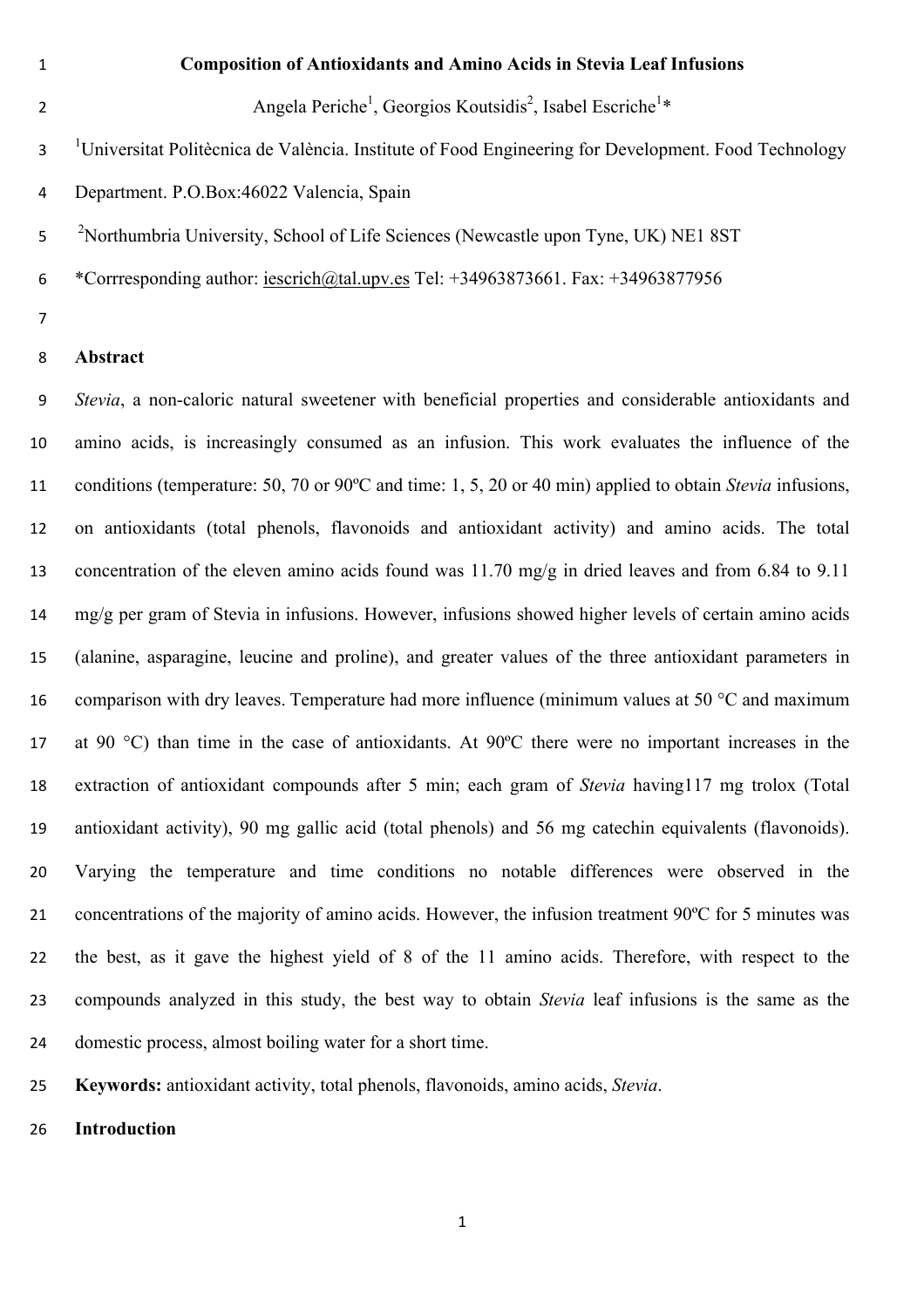# Composition of Antioxidants and Amino Acids in Stevia Leaf Infusions

Angela Periche[1], Georgios Koutsidis[2], Isabel Escriche[1]*

[1]Universitat Politècnica de València. Institute of Food Engineering for Development. Food Technology Department. P.O.Box:46022 Valencia, Spain

[2]Northumbria University, School of Life Sciences (Newcastle upon Tyne, UK) NE1 8ST

*Corrresponding author: iescrich@tal.upv.es Tel: +34963873661. Fax: +34963877956

## Abstract

*Stevia*, a non-caloric natural sweetener with beneficial properties and considerable antioxidants and amino acids, is increasingly consumed as an infusion. This work evaluates the influence of the conditions (temperature: 50, 70 or 90ºC and time: 1, 5, 20 or 40 min) applied to obtain *Stevia* infusions, on antioxidants (total phenols, flavonoids and antioxidant activity) and amino acids. The total concentration of the eleven amino acids found was 11.70 mg/g in dried leaves and from 6.84 to 9.11 mg/g per gram of Stevia in infusions. However, infusions showed higher levels of certain amino acids (alanine, asparagine, leucine and proline), and greater values of the three antioxidant parameters in comparison with dry leaves. Temperature had more influence (minimum values at 50 °C and maximum at 90 °C) than time in the case of antioxidants. At 90ºC there were no important increases in the extraction of antioxidant compounds after 5 min; each gram of *Stevia* having117 mg trolox (Total antioxidant activity), 90 mg gallic acid (total phenols) and 56 mg catechin equivalents (flavonoids). Varying the temperature and time conditions no notable differences were observed in the concentrations of the majority of amino acids. However, the infusion treatment 90ºC for 5 minutes was the best, as it gave the highest yield of 8 of the 11 amino acids. Therefore, with respect to the compounds analyzed in this study, the best way to obtain *Stevia* leaf infusions is the same as the domestic process, almost boiling water for a short time.

**Keywords:** antioxidant activity, total phenols, flavonoids, amino acids, *Stevia*.

## Introduction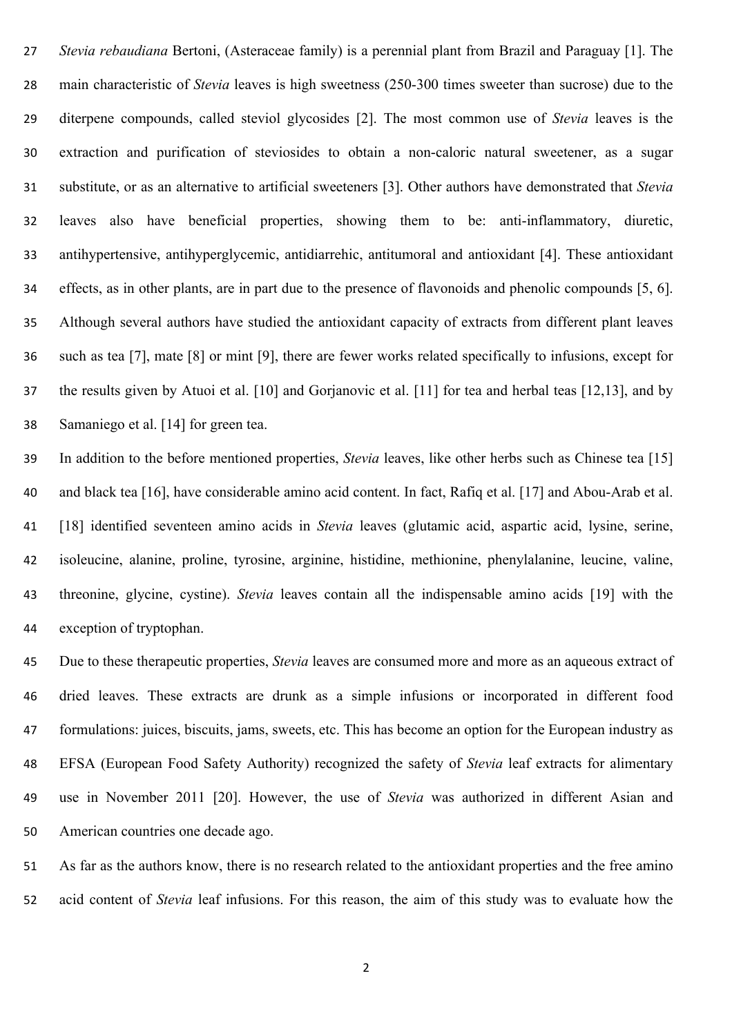*Stevia rebaudiana* Bertoni, (Asteraceae family) is a perennial plant from Brazil and Paraguay [1]. The main characteristic of *Stevia* leaves is high sweetness (250-300 times sweeter than sucrose) due to the diterpene compounds, called steviol glycosides [2]. The most common use of *Stevia* leaves is the extraction and purification of steviosides to obtain a non-caloric natural sweetener, as a sugar substitute, or as an alternative to artificial sweeteners [3]. Other authors have demonstrated that *Stevia* leaves also have beneficial properties, showing them to be: anti-inflammatory, diuretic, antihypertensive, antihyperglycemic, antidiarrehic, antitumoral and antioxidant [4]. These antioxidant effects, as in other plants, are in part due to the presence of flavonoids and phenolic compounds [5, 6]. Although several authors have studied the antioxidant capacity of extracts from different plant leaves such as tea [7], mate [8] or mint [9], there are fewer works related specifically to infusions, except for the results given by Atuoi et al. [10] and Gorjanovic et al. [11] for tea and herbal teas [12,13], and by Samaniego et al. [14] for green tea.

In addition to the before mentioned properties, *Stevia* leaves, like other herbs such as Chinese tea [15] and black tea [16], have considerable amino acid content. In fact, Rafiq et al. [17] and Abou-Arab et al. [18] identified seventeen amino acids in *Stevia* leaves (glutamic acid, aspartic acid, lysine, serine, isoleucine, alanine, proline, tyrosine, arginine, histidine, methionine, phenylalanine, leucine, valine, threonine, glycine, cystine). *Stevia* leaves contain all the indispensable amino acids [19] with the exception of tryptophan.

Due to these therapeutic properties, *Stevia* leaves are consumed more and more as an aqueous extract of dried leaves. These extracts are drunk as a simple infusions or incorporated in different food formulations: juices, biscuits, jams, sweets, etc. This has become an option for the European industry as EFSA (European Food Safety Authority) recognized the safety of *Stevia* leaf extracts for alimentary use in November 2011 [20]. However, the use of *Stevia* was authorized in different Asian and American countries one decade ago.

As far as the authors know, there is no research related to the antioxidant properties and the free amino acid content of *Stevia* leaf infusions. For this reason, the aim of this study was to evaluate how the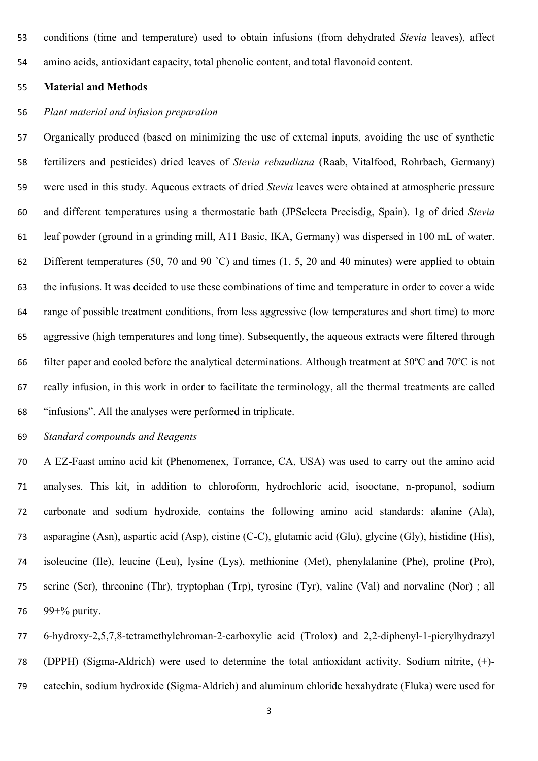conditions (time and temperature) used to obtain infusions (from dehydrated *Stevia* leaves), affect amino acids, antioxidant capacity, total phenolic content, and total flavonoid content.

## Material and Methods

### *Plant material and infusion preparation*

Organically produced (based on minimizing the use of external inputs, avoiding the use of synthetic fertilizers and pesticides) dried leaves of *Stevia rebaudiana* (Raab, Vitalfood, Rohrbach, Germany) were used in this study. Aqueous extracts of dried *Stevia* leaves were obtained at atmospheric pressure and different temperatures using a thermostatic bath (JPSelecta Precisdig, Spain). 1g of dried *Stevia* leaf powder (ground in a grinding mill, A11 Basic, IKA, Germany) was dispersed in 100 mL of water. Different temperatures (50, 70 and 90 ˚C) and times (1, 5, 20 and 40 minutes) were applied to obtain the infusions. It was decided to use these combinations of time and temperature in order to cover a wide range of possible treatment conditions, from less aggressive (low temperatures and short time) to more aggressive (high temperatures and long time). Subsequently, the aqueous extracts were filtered through filter paper and cooled before the analytical determinations. Although treatment at 50ºC and 70ºC is not really infusion, in this work in order to facilitate the terminology, all the thermal treatments are called "infusions". All the analyses were performed in triplicate.

### *Standard compounds and Reagents*

A EZ-Faast amino acid kit (Phenomenex, Torrance, CA, USA) was used to carry out the amino acid analyses. This kit, in addition to chloroform, hydrochloric acid, isooctane, n-propanol, sodium carbonate and sodium hydroxide, contains the following amino acid standards: alanine (Ala), asparagine (Asn), aspartic acid (Asp), cistine (C-C), glutamic acid (Glu), glycine (Gly), histidine (His), isoleucine (Ile), leucine (Leu), lysine (Lys), methionine (Met), phenylalanine (Phe), proline (Pro), serine (Ser), threonine (Thr), tryptophan (Trp), tyrosine (Tyr), valine (Val) and norvaline (Nor) ; all 99+% purity.

6-hydroxy-2,5,7,8-tetramethylchroman-2-carboxylic acid (Trolox) and 2,2-diphenyl-1-picrylhydrazyl (DPPH) (Sigma-Aldrich) were used to determine the total antioxidant activity. Sodium nitrite, (+)-catechin, sodium hydroxide (Sigma-Aldrich) and aluminum chloride hexahydrate (Fluka) were used for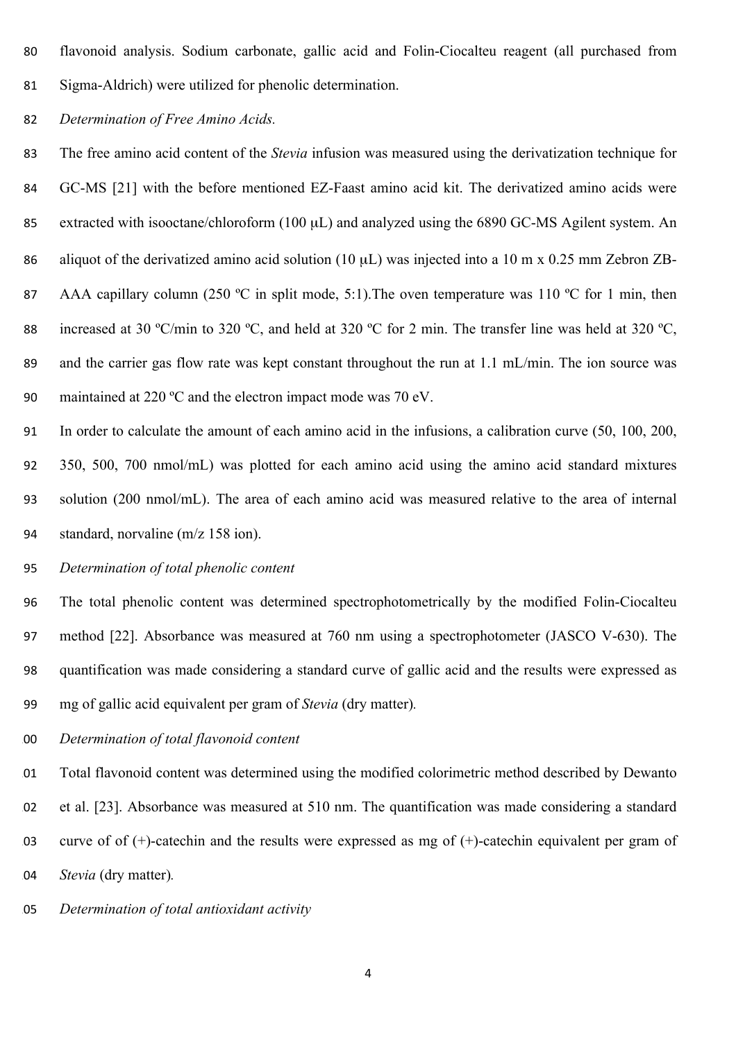flavonoid analysis. Sodium carbonate, gallic acid and Folin-Ciocalteu reagent (all purchased from Sigma-Aldrich) were utilized for phenolic determination.

*Determination of Free Amino Acids.*

The free amino acid content of the *Stevia* infusion was measured using the derivatization technique for GC-MS [21] with the before mentioned EZ-Faast amino acid kit. The derivatized amino acids were extracted with isooctane/chloroform (100 μL) and analyzed using the 6890 GC-MS Agilent system. An aliquot of the derivatized amino acid solution (10 μL) was injected into a 10 m x 0.25 mm Zebron ZB-AAA capillary column (250 ºC in split mode, 5:1).The oven temperature was 110 ºC for 1 min, then increased at 30 ºC/min to 320 ºC, and held at 320 ºC for 2 min. The transfer line was held at 320 ºC, and the carrier gas flow rate was kept constant throughout the run at 1.1 mL/min. The ion source was maintained at 220 ºC and the electron impact mode was 70 eV.

In order to calculate the amount of each amino acid in the infusions, a calibration curve (50, 100, 200, 350, 500, 700 nmol/mL) was plotted for each amino acid using the amino acid standard mixtures solution (200 nmol/mL). The area of each amino acid was measured relative to the area of internal standard, norvaline (m/z 158 ion).

*Determination of total phenolic content*

The total phenolic content was determined spectrophotometrically by the modified Folin-Ciocalteu method [22]. Absorbance was measured at 760 nm using a spectrophotometer (JASCO V-630). The quantification was made considering a standard curve of gallic acid and the results were expressed as mg of gallic acid equivalent per gram of *Stevia* (dry matter).

*Determination of total flavonoid content*

Total flavonoid content was determined using the modified colorimetric method described by Dewanto et al. [23]. Absorbance was measured at 510 nm. The quantification was made considering a standard curve of of (+)-catechin and the results were expressed as mg of (+)-catechin equivalent per gram of *Stevia* (dry matter).

*Determination of total antioxidant activity*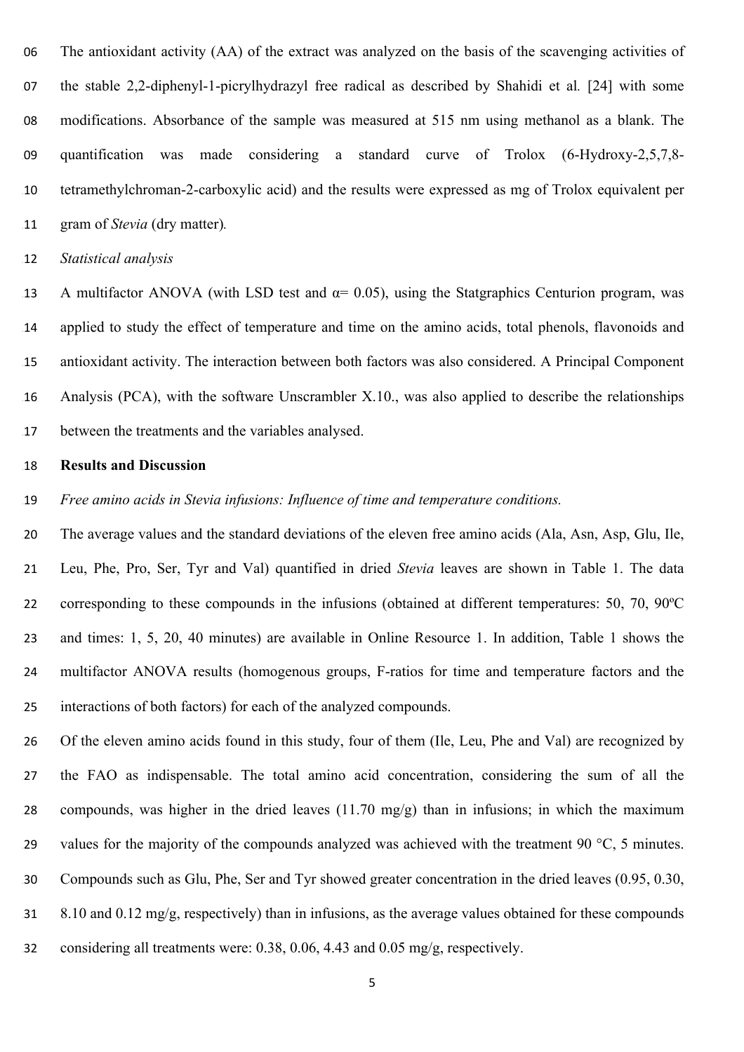The antioxidant activity (AA) of the extract was analyzed on the basis of the scavenging activities of the stable 2,2-diphenyl-1-picrylhydrazyl free radical as described by Shahidi et al*.* [24] with some modifications. Absorbance of the sample was measured at 515 nm using methanol as a blank. The quantification was made considering a standard curve of Trolox (6-Hydroxy-2,5,7,8-tetramethylchroman-2-carboxylic acid) and the results were expressed as mg of Trolox equivalent per gram of *Stevia* (dry matter)*.*

*Statistical analysis*

A multifactor ANOVA (with LSD test and $\alpha = 0.05$), using the Statgraphics Centurion program, was applied to study the effect of temperature and time on the amino acids, total phenols, flavonoids and antioxidant activity. The interaction between both factors was also considered. A Principal Component Analysis (PCA), with the software Unscrambler X.10., was also applied to describe the relationships between the treatments and the variables analysed.

**Results and Discussion**

*Free amino acids in Stevia infusions: Influence of time and temperature conditions.*

The average values and the standard deviations of the eleven free amino acids (Ala, Asn, Asp, Glu, Ile, Leu, Phe, Pro, Ser, Tyr and Val) quantified in dried *Stevia* leaves are shown in Table 1. The data corresponding to these compounds in the infusions (obtained at different temperatures: 50, 70, 90ºC and times: 1, 5, 20, 40 minutes) are available in Online Resource 1. In addition, Table 1 shows the multifactor ANOVA results (homogenous groups, F-ratios for time and temperature factors and the interactions of both factors) for each of the analyzed compounds.

Of the eleven amino acids found in this study, four of them (Ile, Leu, Phe and Val) are recognized by the FAO as indispensable. The total amino acid concentration, considering the sum of all the compounds, was higher in the dried leaves (11.70 mg/g) than in infusions; in which the maximum values for the majority of the compounds analyzed was achieved with the treatment 90 °C, 5 minutes. Compounds such as Glu, Phe, Ser and Tyr showed greater concentration in the dried leaves (0.95, 0.30, 8.10 and 0.12 mg/g, respectively) than in infusions, as the average values obtained for these compounds considering all treatments were: 0.38, 0.06, 4.43 and 0.05 mg/g, respectively.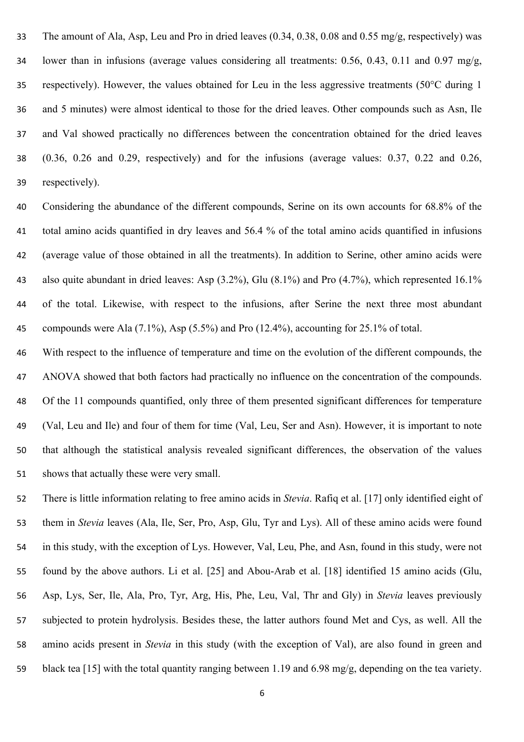The amount of Ala, Asp, Leu and Pro in dried leaves (0.34, 0.38, 0.08 and 0.55 mg/g, respectively) was lower than in infusions (average values considering all treatments: 0.56, 0.43, 0.11 and 0.97 mg/g, respectively). However, the values obtained for Leu in the less aggressive treatments (50°C during 1 and 5 minutes) were almost identical to those for the dried leaves. Other compounds such as Asn, Ile and Val showed practically no differences between the concentration obtained for the dried leaves (0.36, 0.26 and 0.29, respectively) and for the infusions (average values: 0.37, 0.22 and 0.26, respectively).

Considering the abundance of the different compounds, Serine on its own accounts for 68.8% of the total amino acids quantified in dry leaves and 56.4 % of the total amino acids quantified in infusions (average value of those obtained in all the treatments). In addition to Serine, other amino acids were also quite abundant in dried leaves: Asp (3.2%), Glu (8.1%) and Pro (4.7%), which represented 16.1% of the total. Likewise, with respect to the infusions, after Serine the next three most abundant compounds were Ala (7.1%), Asp (5.5%) and Pro (12.4%), accounting for 25.1% of total.

With respect to the influence of temperature and time on the evolution of the different compounds, the ANOVA showed that both factors had practically no influence on the concentration of the compounds. Of the 11 compounds quantified, only three of them presented significant differences for temperature (Val, Leu and Ile) and four of them for time (Val, Leu, Ser and Asn). However, it is important to note that although the statistical analysis revealed significant differences, the observation of the values shows that actually these were very small.

There is little information relating to free amino acids in *Stevia*. Rafiq et al. [17] only identified eight of them in *Stevia* leaves (Ala, Ile, Ser, Pro, Asp, Glu, Tyr and Lys). All of these amino acids were found in this study, with the exception of Lys. However, Val, Leu, Phe, and Asn, found in this study, were not found by the above authors. Li et al. [25] and Abou-Arab et al. [18] identified 15 amino acids (Glu, Asp, Lys, Ser, Ile, Ala, Pro, Tyr, Arg, His, Phe, Leu, Val, Thr and Gly) in *Stevia* leaves previously subjected to protein hydrolysis. Besides these, the latter authors found Met and Cys, as well. All the amino acids present in *Stevia* in this study (with the exception of Val), are also found in green and black tea [15] with the total quantity ranging between 1.19 and 6.98 mg/g, depending on the tea variety.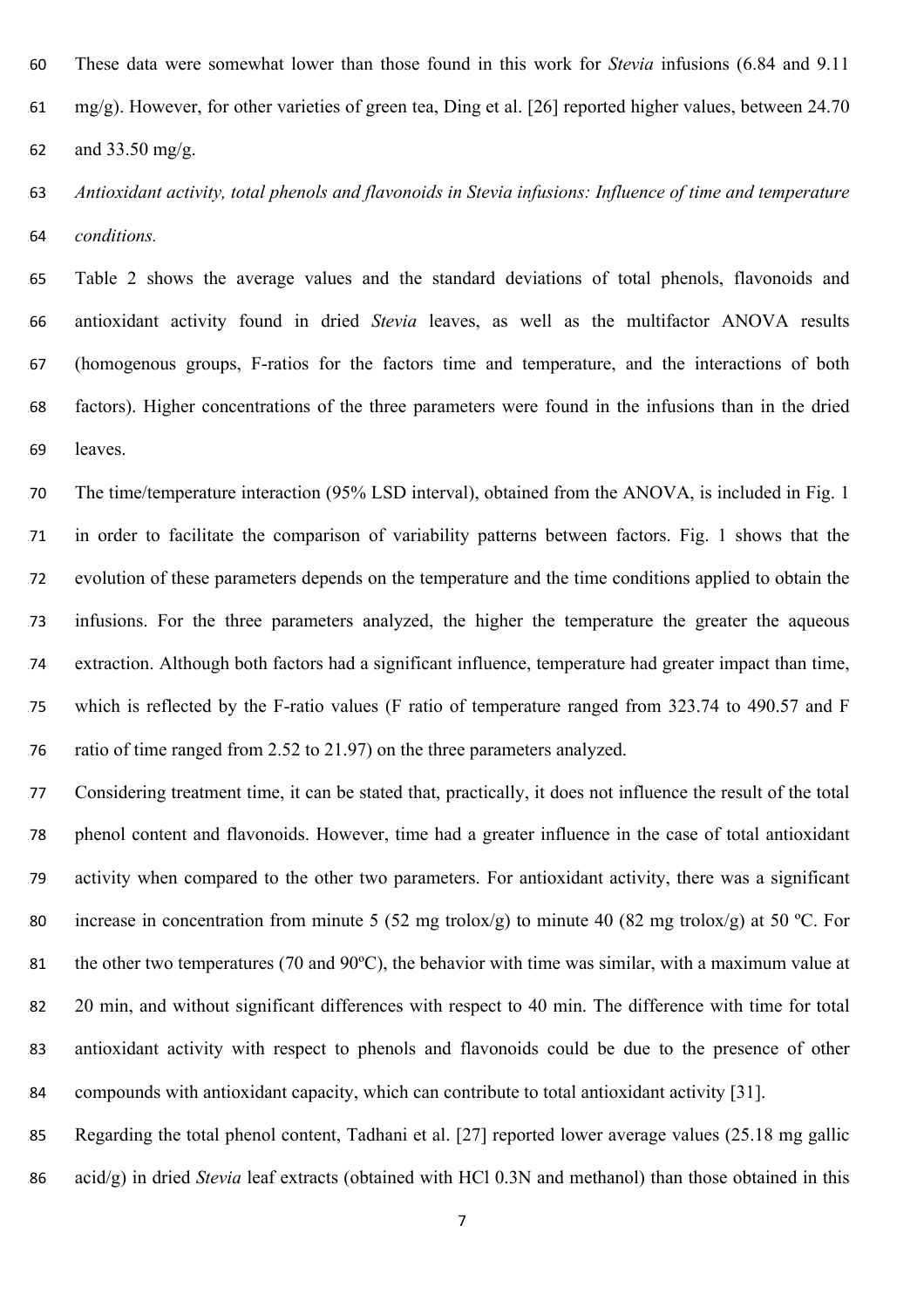These data were somewhat lower than those found in this work for *Stevia* infusions (6.84 and 9.11 mg/g). However, for other varieties of green tea, Ding et al. [26] reported higher values, between 24.70 and 33.50 mg/g.

*Antioxidant activity, total phenols and flavonoids in Stevia infusions: Influence of time and temperature conditions.*

Table 2 shows the average values and the standard deviations of total phenols, flavonoids and antioxidant activity found in dried *Stevia* leaves, as well as the multifactor ANOVA results (homogenous groups, F-ratios for the factors time and temperature, and the interactions of both factors). Higher concentrations of the three parameters were found in the infusions than in the dried leaves.

The time/temperature interaction (95% LSD interval), obtained from the ANOVA, is included in Fig. 1 in order to facilitate the comparison of variability patterns between factors. Fig. 1 shows that the evolution of these parameters depends on the temperature and the time conditions applied to obtain the infusions. For the three parameters analyzed, the higher the temperature the greater the aqueous extraction. Although both factors had a significant influence, temperature had greater impact than time, which is reflected by the F-ratio values (F ratio of temperature ranged from 323.74 to 490.57 and F ratio of time ranged from 2.52 to 21.97) on the three parameters analyzed.

Considering treatment time, it can be stated that, practically, it does not influence the result of the total phenol content and flavonoids. However, time had a greater influence in the case of total antioxidant activity when compared to the other two parameters. For antioxidant activity, there was a significant increase in concentration from minute 5 (52 mg trolox/g) to minute 40 (82 mg trolox/g) at 50 ºC. For the other two temperatures (70 and 90ºC), the behavior with time was similar, with a maximum value at 20 min, and without significant differences with respect to 40 min. The difference with time for total antioxidant activity with respect to phenols and flavonoids could be due to the presence of other compounds with antioxidant capacity, which can contribute to total antioxidant activity [31].

Regarding the total phenol content, Tadhani et al. [27] reported lower average values (25.18 mg gallic acid/g) in dried *Stevia* leaf extracts (obtained with HCl 0.3N and methanol) than those obtained in this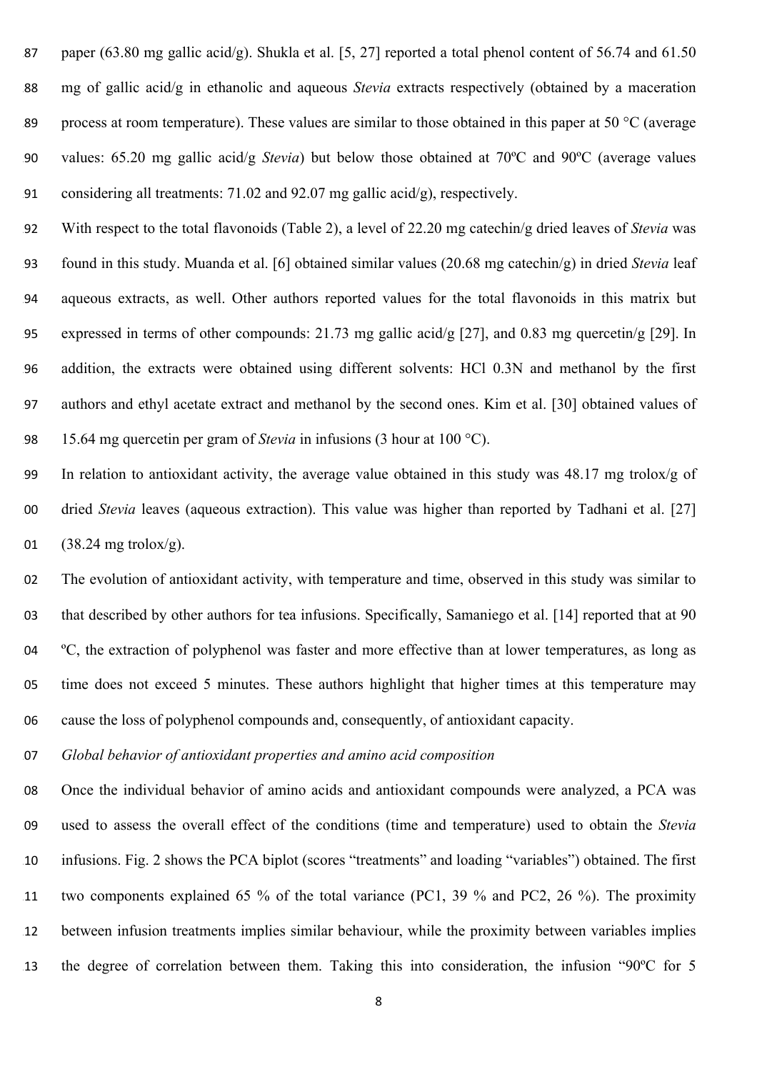paper (63.80 mg gallic acid/g). Shukla et al. [5, 27] reported a total phenol content of 56.74 and 61.50 mg of gallic acid/g in ethanolic and aqueous *Stevia* extracts respectively (obtained by a maceration process at room temperature). These values are similar to those obtained in this paper at 50 °C (average values: 65.20 mg gallic acid/g *Stevia*) but below those obtained at 70ºC and 90ºC (average values considering all treatments: 71.02 and 92.07 mg gallic acid/g), respectively.

With respect to the total flavonoids (Table 2), a level of 22.20 mg catechin/g dried leaves of *Stevia* was found in this study. Muanda et al. [6] obtained similar values (20.68 mg catechin/g) in dried *Stevia* leaf aqueous extracts, as well. Other authors reported values for the total flavonoids in this matrix but expressed in terms of other compounds: 21.73 mg gallic acid/g [27], and 0.83 mg quercetin/g [29]. In addition, the extracts were obtained using different solvents: HCl 0.3N and methanol by the first authors and ethyl acetate extract and methanol by the second ones. Kim et al. [30] obtained values of 15.64 mg quercetin per gram of *Stevia* in infusions (3 hour at 100 °C).

In relation to antioxidant activity, the average value obtained in this study was 48.17 mg trolox/g of dried *Stevia* leaves (aqueous extraction). This value was higher than reported by Tadhani et al. [27] (38.24 mg trolox/g).

The evolution of antioxidant activity, with temperature and time, observed in this study was similar to that described by other authors for tea infusions. Specifically, Samaniego et al. [14] reported that at 90 ºC, the extraction of polyphenol was faster and more effective than at lower temperatures, as long as time does not exceed 5 minutes. These authors highlight that higher times at this temperature may cause the loss of polyphenol compounds and, consequently, of antioxidant capacity.

*Global behavior of antioxidant properties and amino acid composition*

Once the individual behavior of amino acids and antioxidant compounds were analyzed, a PCA was used to assess the overall effect of the conditions (time and temperature) used to obtain the *Stevia* infusions. Fig. 2 shows the PCA biplot (scores "treatments" and loading "variables") obtained. The first two components explained 65 % of the total variance (PC1, 39 % and PC2, 26 %). The proximity between infusion treatments implies similar behaviour, while the proximity between variables implies the degree of correlation between them. Taking this into consideration, the infusion "90ºC for 5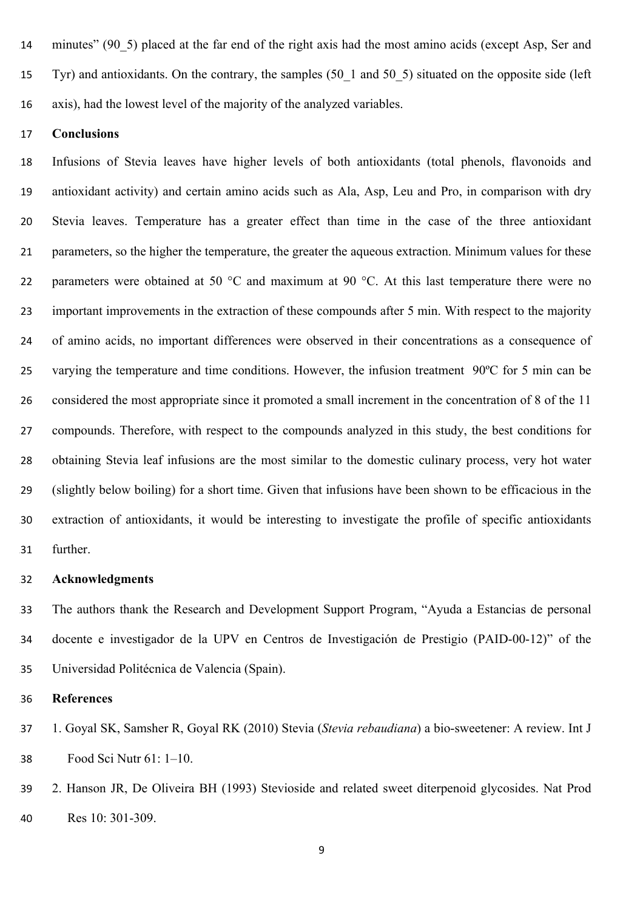minutes" (90_5) placed at the far end of the right axis had the most amino acids (except Asp, Ser and Tyr) and antioxidants. On the contrary, the samples (50_1 and 50_5) situated on the opposite side (left axis), had the lowest level of the majority of the analyzed variables.

## Conclusions

Infusions of Stevia leaves have higher levels of both antioxidants (total phenols, flavonoids and antioxidant activity) and certain amino acids such as Ala, Asp, Leu and Pro, in comparison with dry Stevia leaves. Temperature has a greater effect than time in the case of the three antioxidant parameters, so the higher the temperature, the greater the aqueous extraction. Minimum values for these parameters were obtained at 50 °C and maximum at 90 °C. At this last temperature there were no important improvements in the extraction of these compounds after 5 min. With respect to the majority of amino acids, no important differences were observed in their concentrations as a consequence of varying the temperature and time conditions. However, the infusion treatment 90ºC for 5 min can be considered the most appropriate since it promoted a small increment in the concentration of 8 of the 11 compounds. Therefore, with respect to the compounds analyzed in this study, the best conditions for obtaining Stevia leaf infusions are the most similar to the domestic culinary process, very hot water (slightly below boiling) for a short time. Given that infusions have been shown to be efficacious in the extraction of antioxidants, it would be interesting to investigate the profile of specific antioxidants further.

## Acknowledgments

The authors thank the Research and Development Support Program, "Ayuda a Estancias de personal docente e investigador de la UPV en Centros de Investigación de Prestigio (PAID-00-12)" of the Universidad Politécnica de Valencia (Spain).

## References

1. Goyal SK, Samsher R, Goyal RK (2010) Stevia (*Stevia rebaudiana*) a bio-sweetener: A review. Int J Food Sci Nutr 61: 1–10.
2. Hanson JR, De Oliveira BH (1993) Stevioside and related sweet diterpenoid glycosides. Nat Prod Res 10: 301-309.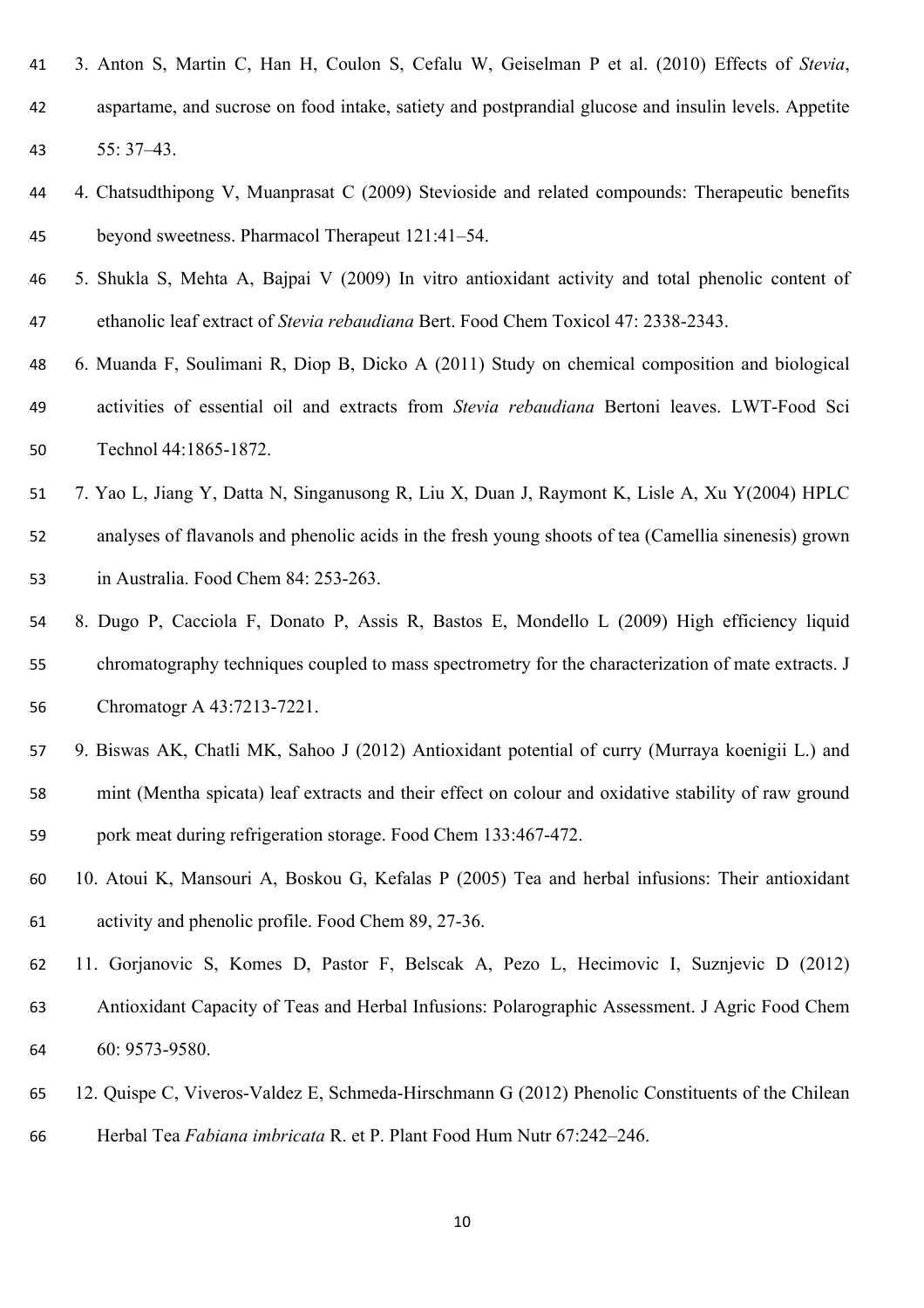3. Anton S, Martin C, Han H, Coulon S, Cefalu W, Geiselman P et al. (2010) Effects of *Stevia*, aspartame, and sucrose on food intake, satiety and postprandial glucose and insulin levels. Appetite 55: 37–43.

4. Chatsudthipong V, Muanprasat C (2009) Stevioside and related compounds: Therapeutic benefits beyond sweetness. Pharmacol Therapeut 121:41–54.

5. Shukla S, Mehta A, Bajpai V (2009) In vitro antioxidant activity and total phenolic content of ethanolic leaf extract of *Stevia rebaudiana* Bert. Food Chem Toxicol 47: 2338-2343.

6. Muanda F, Soulimani R, Diop B, Dicko A (2011) Study on chemical composition and biological activities of essential oil and extracts from *Stevia rebaudiana* Bertoni leaves. LWT-Food Sci Technol 44:1865-1872.

7. Yao L, Jiang Y, Datta N, Singanusong R, Liu X, Duan J, Raymont K, Lisle A, Xu Y(2004) HPLC analyses of flavanols and phenolic acids in the fresh young shoots of tea (Camellia sinenesis) grown in Australia. Food Chem 84: 253-263.

8. Dugo P, Cacciola F, Donato P, Assis R, Bastos E, Mondello L (2009) High efficiency liquid chromatography techniques coupled to mass spectrometry for the characterization of mate extracts. J Chromatogr A 43:7213-7221.

9. Biswas AK, Chatli MK, Sahoo J (2012) Antioxidant potential of curry (Murraya koenigii L.) and mint (Mentha spicata) leaf extracts and their effect on colour and oxidative stability of raw ground pork meat during refrigeration storage. Food Chem 133:467-472.

10. Atoui K, Mansouri A, Boskou G, Kefalas P (2005) Tea and herbal infusions: Their antioxidant activity and phenolic profile. Food Chem 89, 27-36.

11. Gorjanovic S, Komes D, Pastor F, Belscak A, Pezo L, Hecimovic I, Suznjevic D (2012) Antioxidant Capacity of Teas and Herbal Infusions: Polarographic Assessment. J Agric Food Chem 60: 9573-9580.

12. Quispe C, Viveros-Valdez E, Schmeda-Hirschmann G (2012) Phenolic Constituents of the Chilean Herbal Tea *Fabiana imbricata* R. et P. Plant Food Hum Nutr 67:242–246.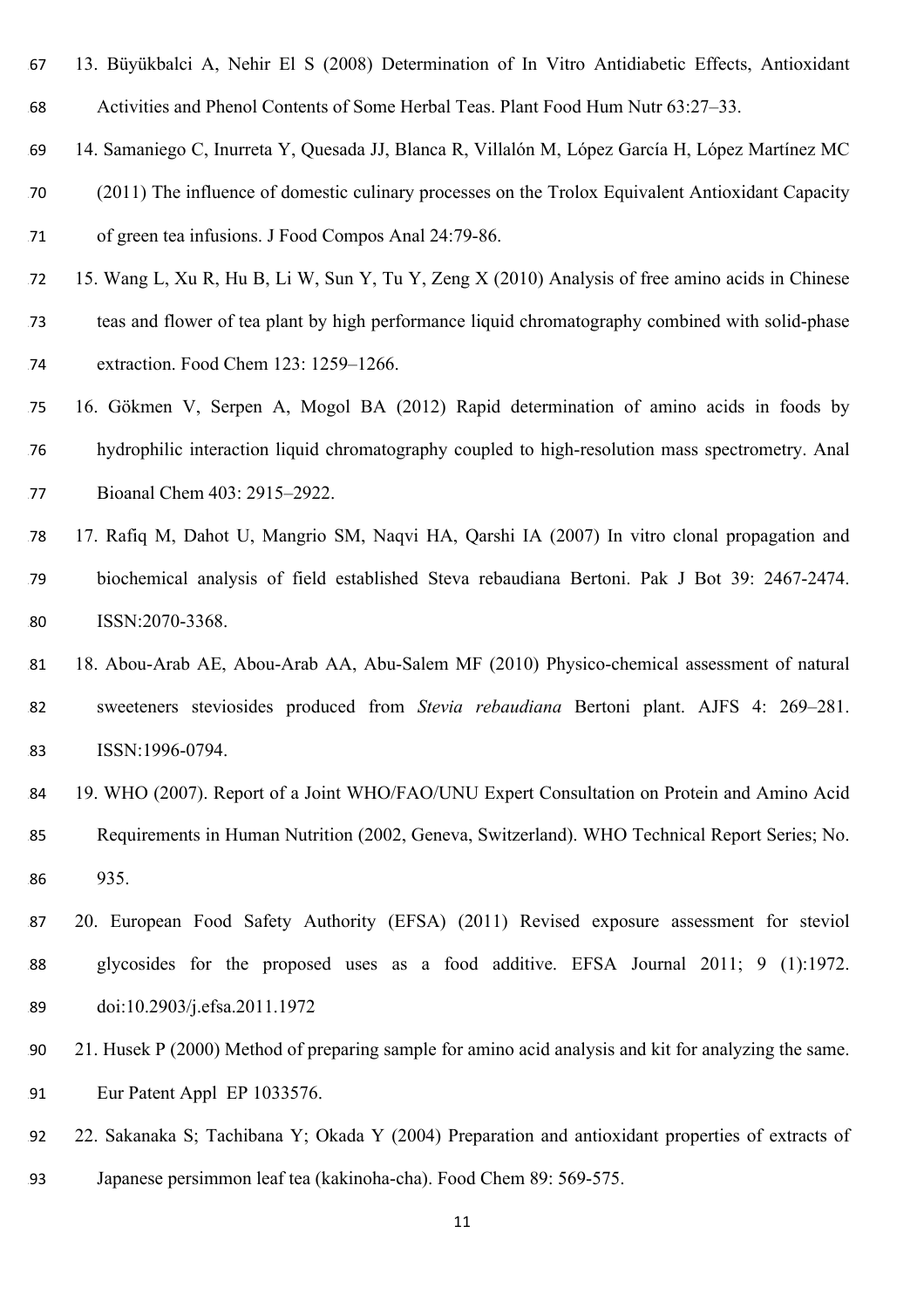13. Büyükbalci A, Nehir El S (2008) Determination of In Vitro Antidiabetic Effects, Antioxidant Activities and Phenol Contents of Some Herbal Teas. Plant Food Hum Nutr 63:27–33.

14. Samaniego C, Inurreta Y, Quesada JJ, Blanca R, Villalón M, López García H, López Martínez MC (2011) The influence of domestic culinary processes on the Trolox Equivalent Antioxidant Capacity of green tea infusions. J Food Compos Anal 24:79-86.

15. Wang L, Xu R, Hu B, Li W, Sun Y, Tu Y, Zeng X (2010) Analysis of free amino acids in Chinese teas and flower of tea plant by high performance liquid chromatography combined with solid-phase extraction. Food Chem 123: 1259–1266.

16. Gökmen V, Serpen A, Mogol BA (2012) Rapid determination of amino acids in foods by hydrophilic interaction liquid chromatography coupled to high-resolution mass spectrometry. Anal Bioanal Chem 403: 2915–2922.

17. Rafiq M, Dahot U, Mangrio SM, Naqvi HA, Qarshi IA (2007) In vitro clonal propagation and biochemical analysis of field established Steva rebaudiana Bertoni. Pak J Bot 39: 2467-2474. ISSN:2070-3368.

18. Abou-Arab AE, Abou-Arab AA, Abu-Salem MF (2010) Physico-chemical assessment of natural sweeteners steviosides produced from *Stevia rebaudiana* Bertoni plant. AJFS 4: 269–281. ISSN:1996-0794.

19. WHO (2007). Report of a Joint WHO/FAO/UNU Expert Consultation on Protein and Amino Acid Requirements in Human Nutrition (2002, Geneva, Switzerland). WHO Technical Report Series; No. 935.

20. European Food Safety Authority (EFSA) (2011) Revised exposure assessment for steviol glycosides for the proposed uses as a food additive. EFSA Journal 2011; 9 (1):1972. doi:10.2903/j.efsa.2011.1972

21. Husek P (2000) Method of preparing sample for amino acid analysis and kit for analyzing the same. Eur Patent Appl EP 1033576.

22. Sakanaka S; Tachibana Y; Okada Y (2004) Preparation and antioxidant properties of extracts of Japanese persimmon leaf tea (kakinoha-cha). Food Chem 89: 569-575.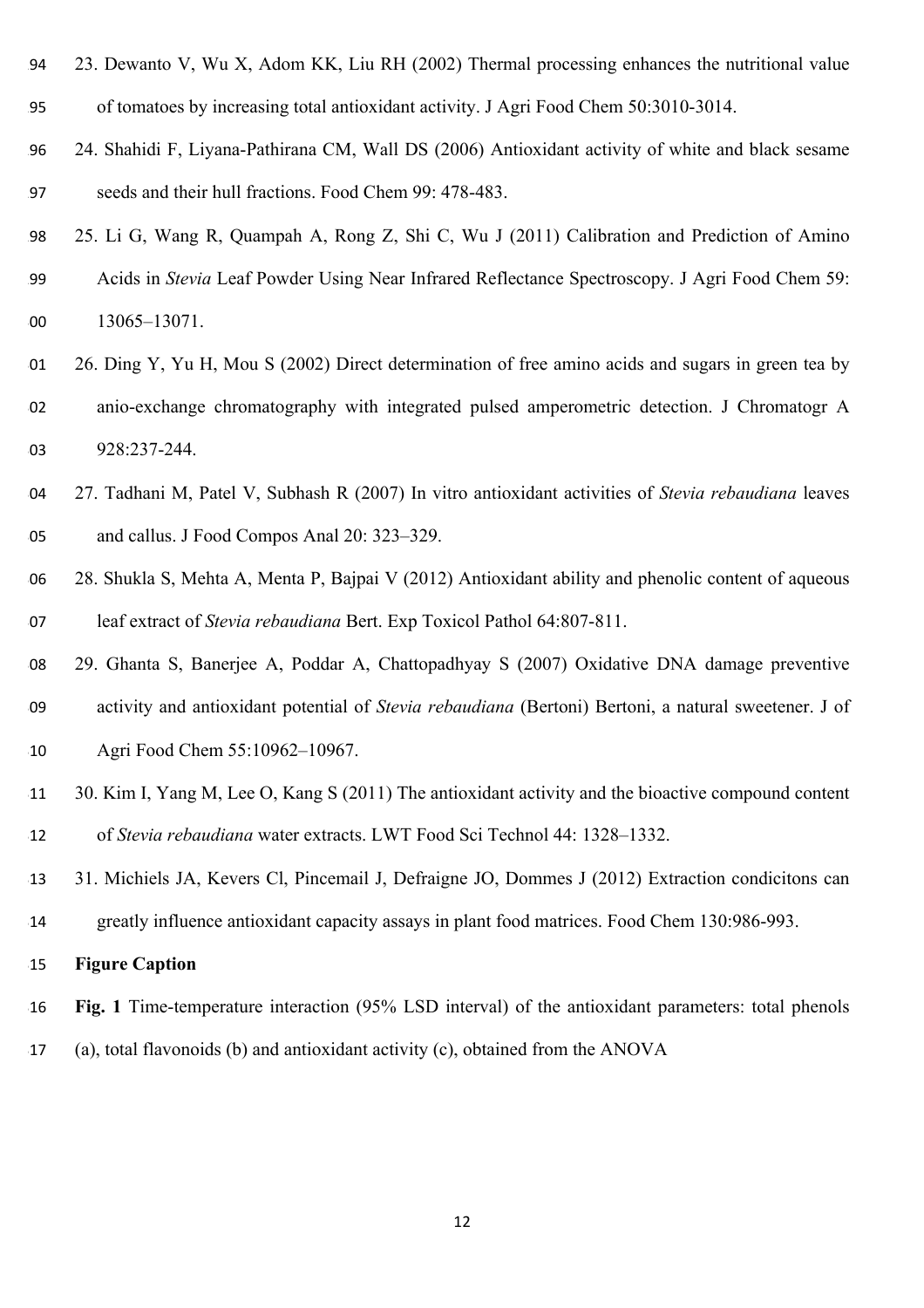23. Dewanto V, Wu X, Adom KK, Liu RH (2002) Thermal processing enhances the nutritional value of tomatoes by increasing total antioxidant activity. J Agri Food Chem 50:3010-3014.

24. Shahidi F, Liyana-Pathirana CM, Wall DS (2006) Antioxidant activity of white and black sesame seeds and their hull fractions. Food Chem 99: 478-483.

25. Li G, Wang R, Quampah A, Rong Z, Shi C, Wu J (2011) Calibration and Prediction of Amino Acids in *Stevia* Leaf Powder Using Near Infrared Reflectance Spectroscopy. J Agri Food Chem 59: 13065–13071.

26. Ding Y, Yu H, Mou S (2002) Direct determination of free amino acids and sugars in green tea by anio-exchange chromatography with integrated pulsed amperometric detection. J Chromatogr A 928:237-244.

27. Tadhani M, Patel V, Subhash R (2007) In vitro antioxidant activities of *Stevia rebaudiana* leaves and callus. J Food Compos Anal 20: 323–329.

28. Shukla S, Mehta A, Menta P, Bajpai V (2012) Antioxidant ability and phenolic content of aqueous leaf extract of *Stevia rebaudiana* Bert. Exp Toxicol Pathol 64:807-811.

29. Ghanta S, Banerjee A, Poddar A, Chattopadhyay S (2007) Oxidative DNA damage preventive activity and antioxidant potential of *Stevia rebaudiana* (Bertoni) Bertoni, a natural sweetener. J of Agri Food Chem 55:10962–10967.

30. Kim I, Yang M, Lee O, Kang S (2011) The antioxidant activity and the bioactive compound content of *Stevia rebaudiana* water extracts. LWT Food Sci Technol 44: 1328–1332.

31. Michiels JA, Kevers Cl, Pincemail J, Defraigne JO, Dommes J (2012) Extraction condicitons can greatly influence antioxidant capacity assays in plant food matrices. Food Chem 130:986-993.

**Figure Caption**

**Fig. 1** Time-temperature interaction (95% LSD interval) of the antioxidant parameters: total phenols (a), total flavonoids (b) and antioxidant activity (c), obtained from the ANOVA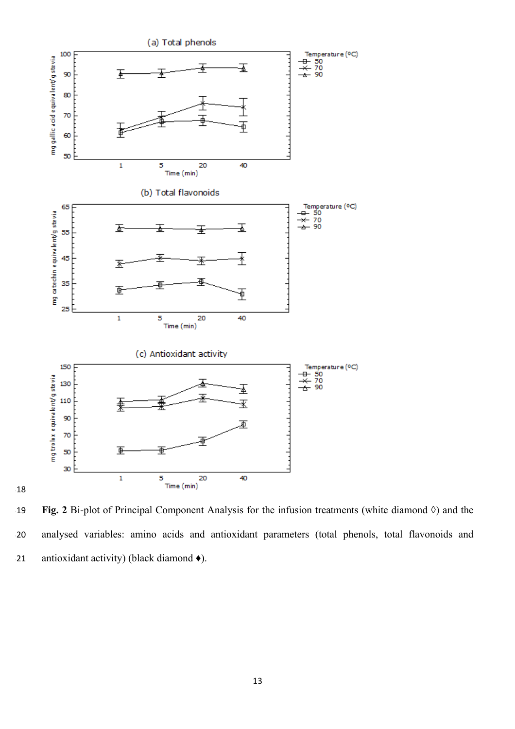(a) Total phenols

mg gallic acid equivalent/g stevia

100
90
80
70
60
50

1 5 20 40

Time (min)

Temperature (ºC)
50
70
90

(b) Total flavonoids

mg catechin equivalent/g stevia

65
55
45
35
25

1 5 20 40

Time (min)

Temperature (ºC)
50
70
90

(c) Antioxidant activity

mg trolox equivalent/g stevia

150
130
110
90
70
50
30

1 5 20 40

Time (min)

Temperature (ºC)
50
70
90

**Fig. 2** Bi-plot of Principal Component Analysis for the infusion treatments (white diamond ◊) and the analysed variables: amino acids and antioxidant parameters (total phenols, total flavonoids and antioxidant activity) (black diamond ♦).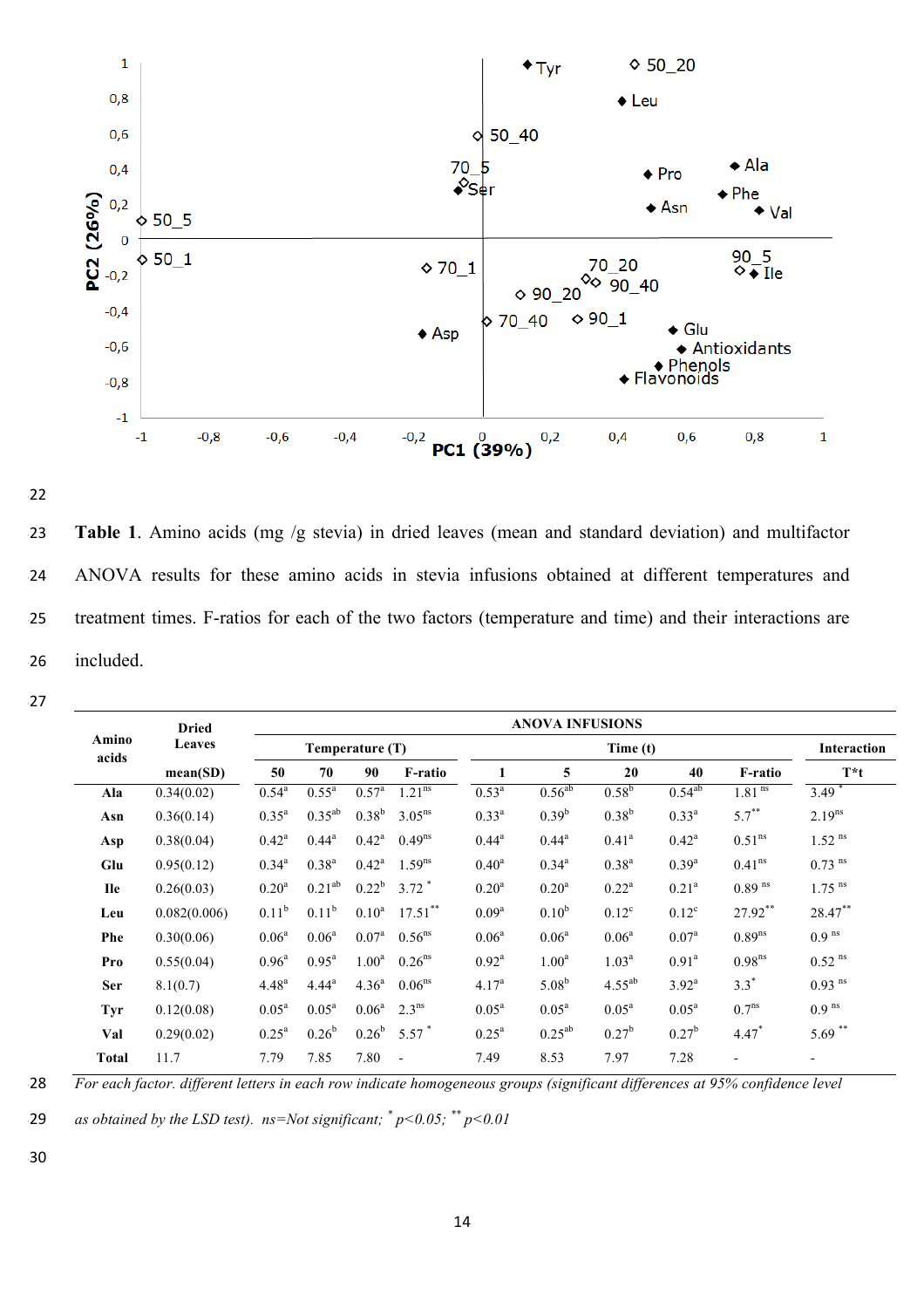1

0,8

0,6

0,4

0,2

0

-0,2

-0,4

-0,6

-0,8

-1

-1 -0,8 -0,6 -0,4 -0,2 0 0,2 0,4 0,6 0,8 1

PC1 (39%)

PC2 (26%)

Tyr

50_20

Leu

50_40

70_5

Ser

Pro

Ala

Phe

Asn

Val

50_5

50_1

70_1

70_20

90_40

90_5

Ile

90_20

70_40

90_1

Asp

Glu

Antioxidants

Phenols

Flavonoids

**Table 1**. Amino acids (mg /g stevia) in dried leaves (mean and standard deviation) and multifactor ANOVA results for these amino acids in stevia infusions obtained at different temperatures and treatment times. F-ratios for each of the two factors (temperature and time) and their interactions are included.

| Amino acids | Dried Leaves | ANOVA INFUSIONS | | | | | | | | | | |
|---|---|---|---|---|---|---|---|---|---|---|---|---|
| | | Temperature (T) | | | | Time (t) | | | | | Interaction |
| | mean(SD) | 50 | 70 | 90 | F-ratio | 1 | 5 | 20 | 40 | F-ratio | T*t |
| **Ala** | 0.34(0.02) | 0.54[a] | 0.55[a] | 0.57[a] | 1.21[ns] | 0.53[a] | 0.56[ab] | 0.58[b] | 0.54[ab] | 1.81[ns] | 3.49[*] |
| **Asn** | 0.36(0.14) | 0.35[a] | 0.35[ab] | 0.38[b] | 3.05[ns] | 0.33[a] | 0.39[b] | 0.38[b] | 0.33[a] | 5.7[**] | 2.19[ns] |
| **Asp** | 0.38(0.04) | 0.42[a] | 0.44[a] | 0.42[a] | 0.49[ns] | 0.44[a] | 0.44[a] | 0.41[a] | 0.42[a] | 0.51[ns] | 1.52[ns] |
| **Glu** | 0.95(0.12) | 0.34[a] | 0.38[a] | 0.42[a] | 1.59[ns] | 0.40[a] | 0.34[a] | 0.38[a] | 0.39[a] | 0.41[ns] | 0.73[ns] |
| **Ile** | 0.26(0.03) | 0.20[a] | 0.21[ab] | 0.22[b] | 3.72[*] | 0.20[a] | 0.20[a] | 0.22[a] | 0.21[a] | 0.89[ns] | 1.75[ns] |
| **Leu** | 0.082(0.006) | 0.11[b] | 0.11[b] | 0.10[a] | 17.51[**] | 0.09[a] | 0.10[b] | 0.12[c] | 0.12[c] | 27.92[**] | 28.47[**] |
| **Phe** | 0.30(0.06) | 0.06[a] | 0.06[a] | 0.07[a] | 0.56[ns] | 0.06[a] | 0.06[a] | 0.06[a] | 0.07[a] | 0.89[ns] | 0.9[ns] |
| **Pro** | 0.55(0.04) | 0.96[a] | 0.95[a] | 1.00[a] | 0.26[ns] | 0.92[a] | 1.00[a] | 1.03[a] | 0.91[a] | 0.98[ns] | 0.52[ns] |
| **Ser** | 8.1(0.7) | 4.48[a] | 4.44[a] | 4.36[a] | 0.06[ns] | 4.17[a] | 5.08[b] | 4.55[ab] | 3.92[a] | 3.3[*] | 0.93[ns] |
| **Tyr** | 0.12(0.08) | 0.05[a] | 0.05[a] | 0.06[a] | 2.3[ns] | 0.05[a] | 0.05[a] | 0.05[a] | 0.05[a] | 0.7[ns] | 0.9[ns] |
| **Val** | 0.29(0.02) | 0.25[a] | 0.26[b] | 0.26[b] | 5.57[*] | 0.25[a] | 0.25[ab] | 0.27[b] | 0.27[b] | 4.47[*] | 5.69[**] |
| **Total** | 11.7 | 7.79 | 7.85 | 7.80 | - | 7.49 | 8.53 | 7.97 | 7.28 | - | - |

*For each factor. different letters in each row indicate homogeneous groups (significant differences at 95% confidence level as obtained by the LSD test). ns=Not significant; [*] $p<0.05$; [**] $p<0.01$*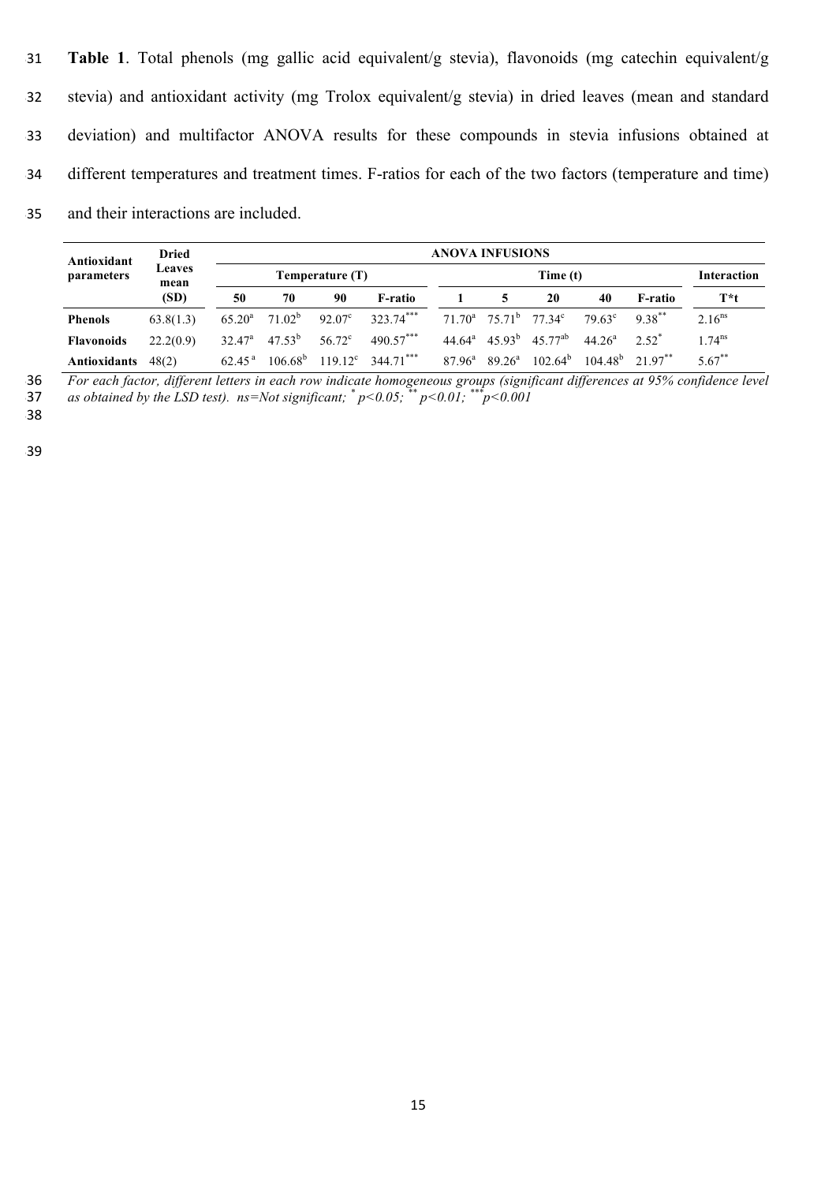**Table 1**. Total phenols (mg gallic acid equivalent/g stevia), flavonoids (mg catechin equivalent/g stevia) and antioxidant activity (mg Trolox equivalent/g stevia) in dried leaves (mean and standard deviation) and multifactor ANOVA results for these compounds in stevia infusions obtained at different temperatures and treatment times. F-ratios for each of the two factors (temperature and time) and their interactions are included.

| Antioxidant parameters | Dried Leaves mean (SD) | ANOVA INFUSIONS | | | | | | | | | |
|---|---|---|---|---|---|---|---|---|---|---|---|
| | | Temperature (T) | | | | Time (t) | | | | | Interaction |
| | | 50 | 70 | 90 | F-ratio | 1 | 5 | 20 | 40 | F-ratio | T*t |
| **Phenols** | 63.8(1.3) | 65.20[a] | 71.02[b] | 92.07[c] | 323.74[***] | 71.70[a] | 75.71[b] | 77.34[c] | 79.63[c] | 9.38[**] | 2.16[ns] |
| **Flavonoids** | 22.2(0.9) | 32.47[a] | 47.53[b] | 56.72[c] | 490.57[***] | 44.64[a] | 45.93[b] | 45.77[ab] | 44.26[a] | 2.52[*] | 1.74[ns] |
| **Antioxidants** | 48(2) | 62.45[a] | 106.68[b] | 119.12[c] | 344.71[***] | 87.96[a] | 89.26[a] | 102.64[b] | 104.48[b] | 21.97[**] | 5.67[**] |

*For each factor, different letters in each row indicate homogeneous groups (significant differences at 95% confidence level as obtained by the LSD test). ns=Not significant; \* $p<0.05$; \*\* $p<0.01$; \*\*\* $p<0.001$*